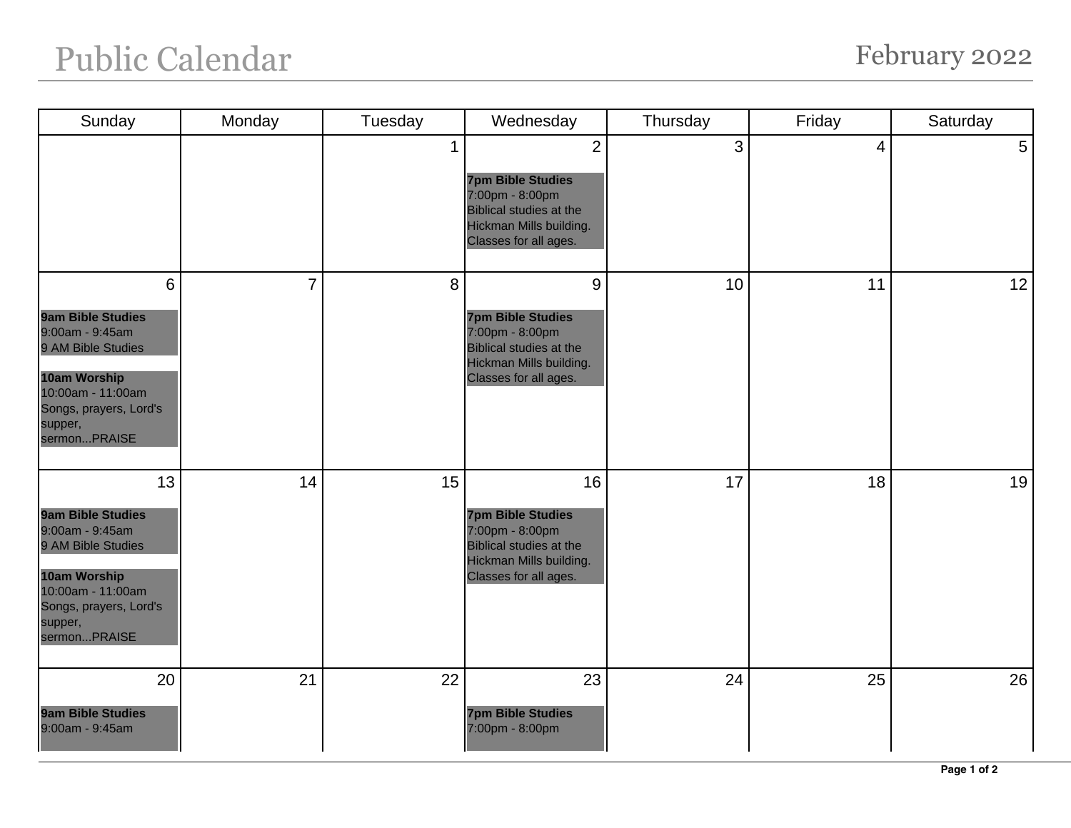# Public Calendar

## February 2022

| Sunday | Monday | Tuesday | Wednesday | Thursday | Friday | Saturday |
|---|---|---|---|---|---|---|
| | | 1 | 2<br><br>**7pm Bible Studies**<br>7:00pm - 8:00pm<br>Biblical studies at the Hickman Mills building. Classes for all ages. | 3 | 4 | 5 |
| 6<br><br>**9am Bible Studies**<br>9:00am - 9:45am<br>9 AM Bible Studies<br><br>**10am Worship**<br>10:00am - 11:00am<br>Songs, prayers, Lord's supper, sermon...PRAISE | 7 | 8 | 9<br><br>**7pm Bible Studies**<br>7:00pm - 8:00pm<br>Biblical studies at the Hickman Mills building. Classes for all ages. | 10 | 11 | 12 |
| 13<br><br>**9am Bible Studies**<br>9:00am - 9:45am<br>9 AM Bible Studies<br><br>**10am Worship**<br>10:00am - 11:00am<br>Songs, prayers, Lord's supper, sermon...PRAISE | 14 | 15 | 16<br><br>**7pm Bible Studies**<br>7:00pm - 8:00pm<br>Biblical studies at the Hickman Mills building. Classes for all ages. | 17 | 18 | 19 |
| 20<br><br>**9am Bible Studies**<br>9:00am - 9:45am | 21 | 22 | 23<br><br>**7pm Bible Studies**<br>7:00pm - 8:00pm | 24 | 25 | 26 |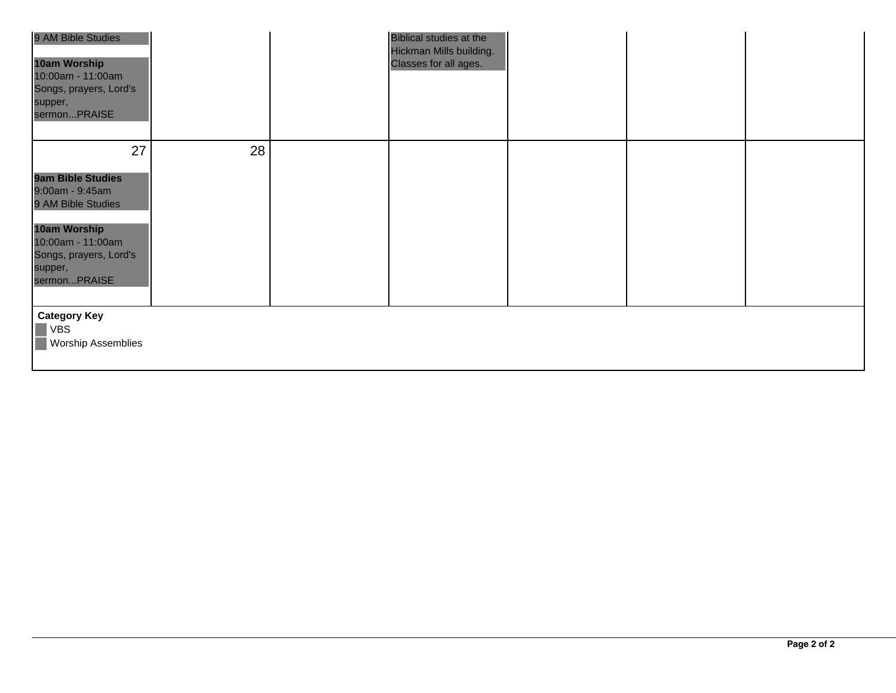| | | | | | | |
|---|---|---|---|---|---|---|
| 9 AM Bible Studies<br><br>**10am Worship**<br>10:00am - 11:00am<br>Songs, prayers, Lord's supper, sermon...PRAISE | | | Biblical studies at the Hickman Mills building. Classes for all ages. | | | |
| 27<br><br>**9am Bible Studies**<br>9:00am - 9:45am<br>9 AM Bible Studies<br><br>**10am Worship**<br>10:00am - 11:00am<br>Songs, prayers, Lord's supper, sermon...PRAISE | 28 | | | | | |

**Category Key**

- VBS
- Worship Assemblies